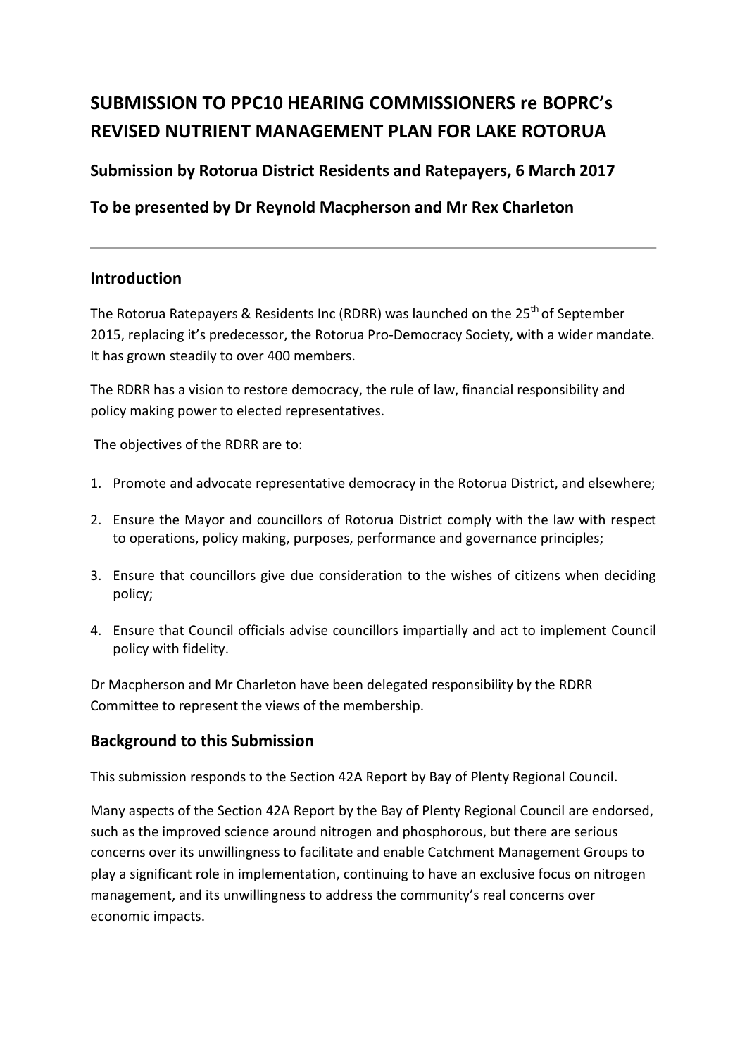# SUBMISSION TO PPC10 HEARING COMMISSIONERS re BOPRC's REVISED NUTRIENT MANAGEMENT PLAN FOR LAKE ROTORUA

## Submission by Rotorua District Residents and Ratepayers, 6 March 2017

## To be presented by Dr Reynold Macpherson and Mr Rex Charleton

---

## Introduction

The Rotorua Ratepayers & Residents Inc (RDRR) was launched on the 25th of September 2015, replacing it's predecessor, the Rotorua Pro-Democracy Society, with a wider mandate. It has grown steadily to over 400 members.

The RDRR has a vision to restore democracy, the rule of law, financial responsibility and policy making power to elected representatives.

The objectives of the RDRR are to:

1. Promote and advocate representative democracy in the Rotorua District, and elsewhere;
2. Ensure the Mayor and councillors of Rotorua District comply with the law with respect to operations, policy making, purposes, performance and governance principles;
3. Ensure that councillors give due consideration to the wishes of citizens when deciding policy;
4. Ensure that Council officials advise councillors impartially and act to implement Council policy with fidelity.

Dr Macpherson and Mr Charleton have been delegated responsibility by the RDRR Committee to represent the views of the membership.

## Background to this Submission

This submission responds to the Section 42A Report by Bay of Plenty Regional Council.

Many aspects of the Section 42A Report by the Bay of Plenty Regional Council are endorsed, such as the improved science around nitrogen and phosphorous, but there are serious concerns over its unwillingness to facilitate and enable Catchment Management Groups to play a significant role in implementation, continuing to have an exclusive focus on nitrogen management, and its unwillingness to address the community's real concerns over economic impacts.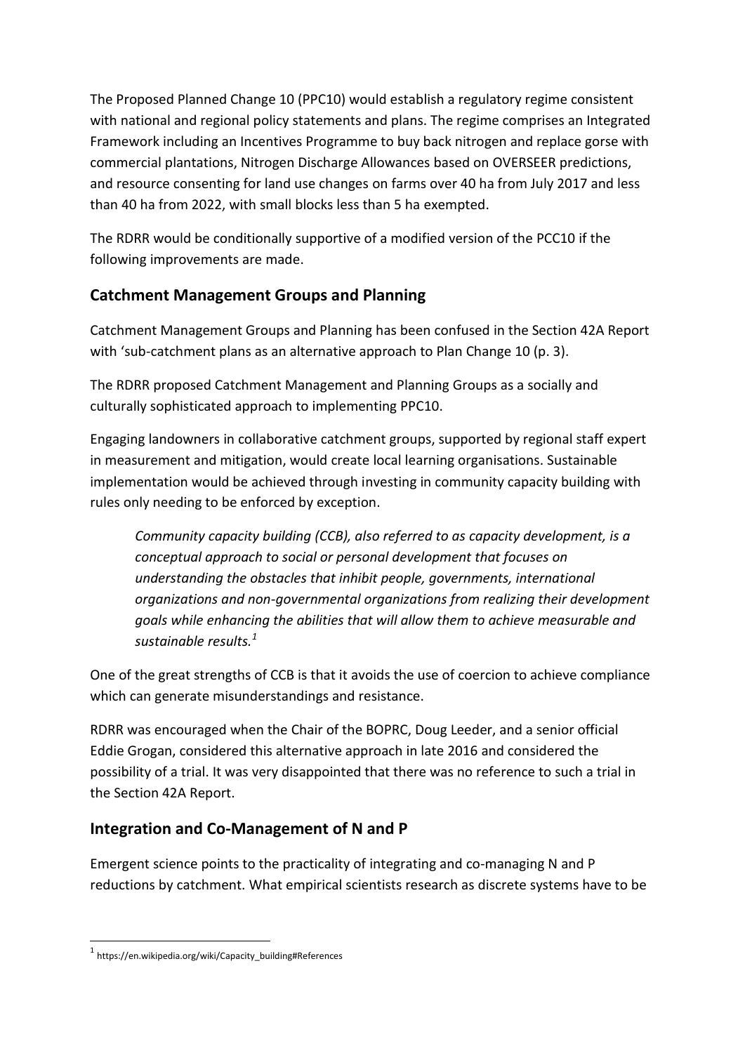The Proposed Planned Change 10 (PPC10) would establish a regulatory regime consistent with national and regional policy statements and plans. The regime comprises an Integrated Framework including an Incentives Programme to buy back nitrogen and replace gorse with commercial plantations, Nitrogen Discharge Allowances based on OVERSEER predictions, and resource consenting for land use changes on farms over 40 ha from July 2017 and less than 40 ha from 2022, with small blocks less than 5 ha exempted.

The RDRR would be conditionally supportive of a modified version of the PCC10 if the following improvements are made.

## Catchment Management Groups and Planning

Catchment Management Groups and Planning has been confused in the Section 42A Report with 'sub-catchment plans as an alternative approach to Plan Change 10 (p. 3).

The RDRR proposed Catchment Management and Planning Groups as a socially and culturally sophisticated approach to implementing PPC10.

Engaging landowners in collaborative catchment groups, supported by regional staff expert in measurement and mitigation, would create local learning organisations. Sustainable implementation would be achieved through investing in community capacity building with rules only needing to be enforced by exception.

> *Community capacity building (CCB), also referred to as capacity development, is a conceptual approach to social or personal development that focuses on understanding the obstacles that inhibit people, governments, international organizations and non-governmental organizations from realizing their development goals while enhancing the abilities that will allow them to achieve measurable and sustainable results.*[1]

One of the great strengths of CCB is that it avoids the use of coercion to achieve compliance which can generate misunderstandings and resistance.

RDRR was encouraged when the Chair of the BOPRC, Doug Leeder, and a senior official Eddie Grogan, considered this alternative approach in late 2016 and considered the possibility of a trial. It was very disappointed that there was no reference to such a trial in the Section 42A Report.

## Integration and Co-Management of N and P

Emergent science points to the practicality of integrating and co-managing N and P reductions by catchment. What empirical scientists research as discrete systems have to be

---

[1] https://en.wikipedia.org/wiki/Capacity_building#References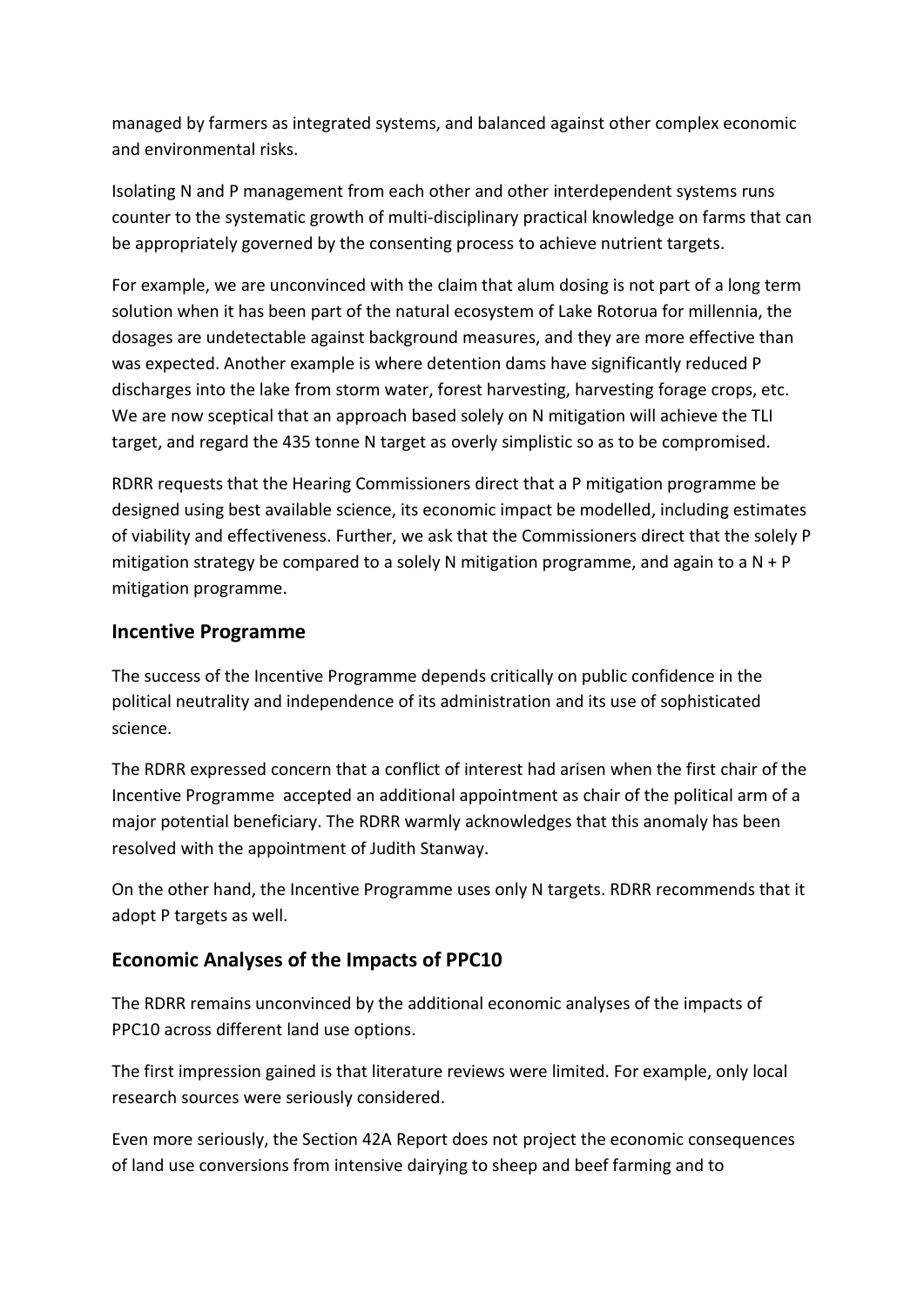managed by farmers as integrated systems, and balanced against other complex economic and environmental risks.

Isolating N and P management from each other and other interdependent systems runs counter to the systematic growth of multi-disciplinary practical knowledge on farms that can be appropriately governed by the consenting process to achieve nutrient targets.

For example, we are unconvinced with the claim that alum dosing is not part of a long term solution when it has been part of the natural ecosystem of Lake Rotorua for millennia, the dosages are undetectable against background measures, and they are more effective than was expected. Another example is where detention dams have significantly reduced P discharges into the lake from storm water, forest harvesting, harvesting forage crops, etc. We are now sceptical that an approach based solely on N mitigation will achieve the TLI target, and regard the 435 tonne N target as overly simplistic so as to be compromised.

RDRR requests that the Hearing Commissioners direct that a P mitigation programme be designed using best available science, its economic impact be modelled, including estimates of viability and effectiveness. Further, we ask that the Commissioners direct that the solely P mitigation strategy be compared to a solely N mitigation programme, and again to a N + P mitigation programme.

## Incentive Programme

The success of the Incentive Programme depends critically on public confidence in the political neutrality and independence of its administration and its use of sophisticated science.

The RDRR expressed concern that a conflict of interest had arisen when the first chair of the Incentive Programme accepted an additional appointment as chair of the political arm of a major potential beneficiary. The RDRR warmly acknowledges that this anomaly has been resolved with the appointment of Judith Stanway.

On the other hand, the Incentive Programme uses only N targets. RDRR recommends that it adopt P targets as well.

## Economic Analyses of the Impacts of PPC10

The RDRR remains unconvinced by the additional economic analyses of the impacts of PPC10 across different land use options.

The first impression gained is that literature reviews were limited. For example, only local research sources were seriously considered.

Even more seriously, the Section 42A Report does not project the economic consequences of land use conversions from intensive dairying to sheep and beef farming and to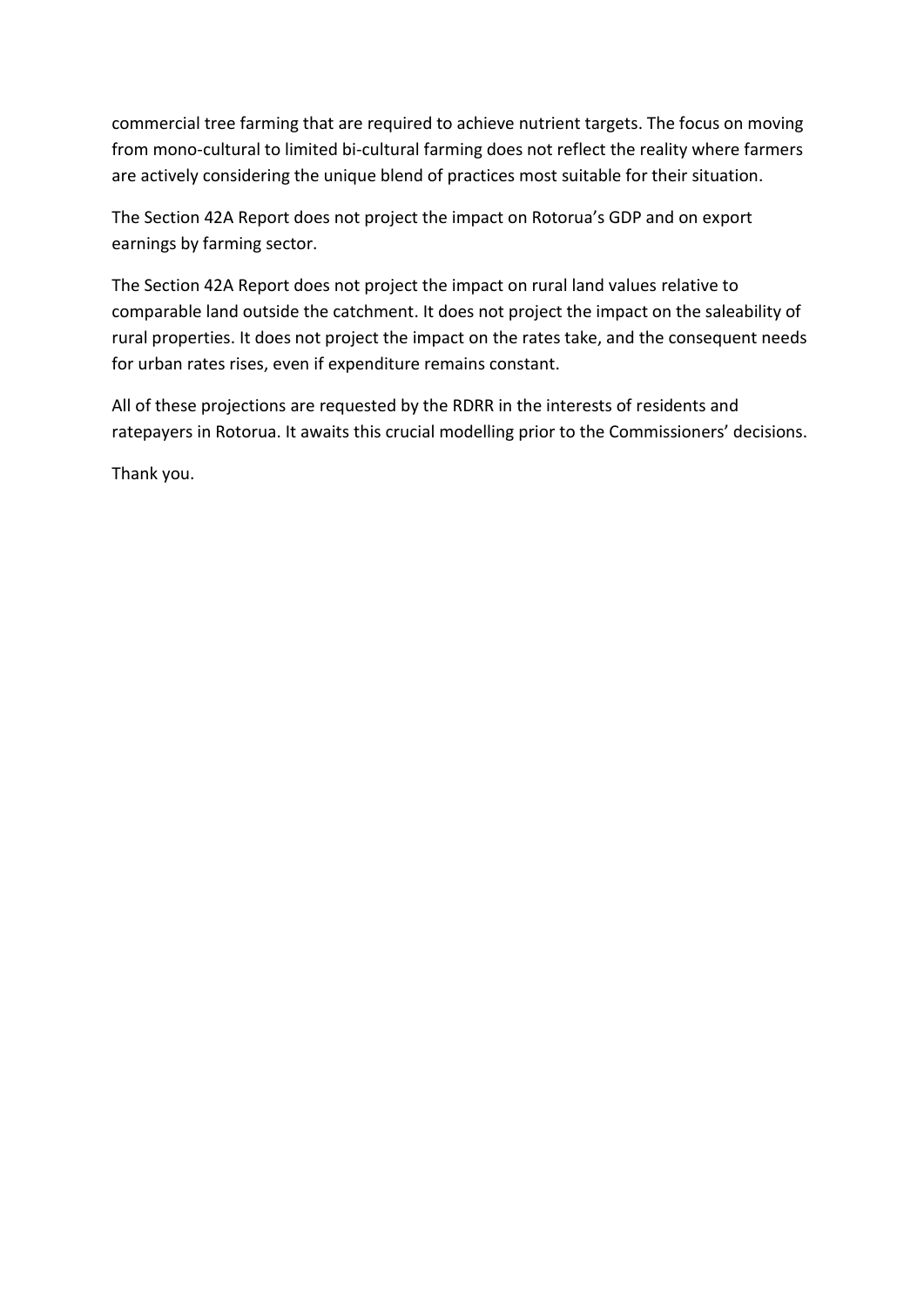commercial tree farming that are required to achieve nutrient targets. The focus on moving from mono-cultural to limited bi-cultural farming does not reflect the reality where farmers are actively considering the unique blend of practices most suitable for their situation.

The Section 42A Report does not project the impact on Rotorua's GDP and on export earnings by farming sector.

The Section 42A Report does not project the impact on rural land values relative to comparable land outside the catchment. It does not project the impact on the saleability of rural properties. It does not project the impact on the rates take, and the consequent needs for urban rates rises, even if expenditure remains constant.

All of these projections are requested by the RDRR in the interests of residents and ratepayers in Rotorua. It awaits this crucial modelling prior to the Commissioners' decisions.

Thank you.